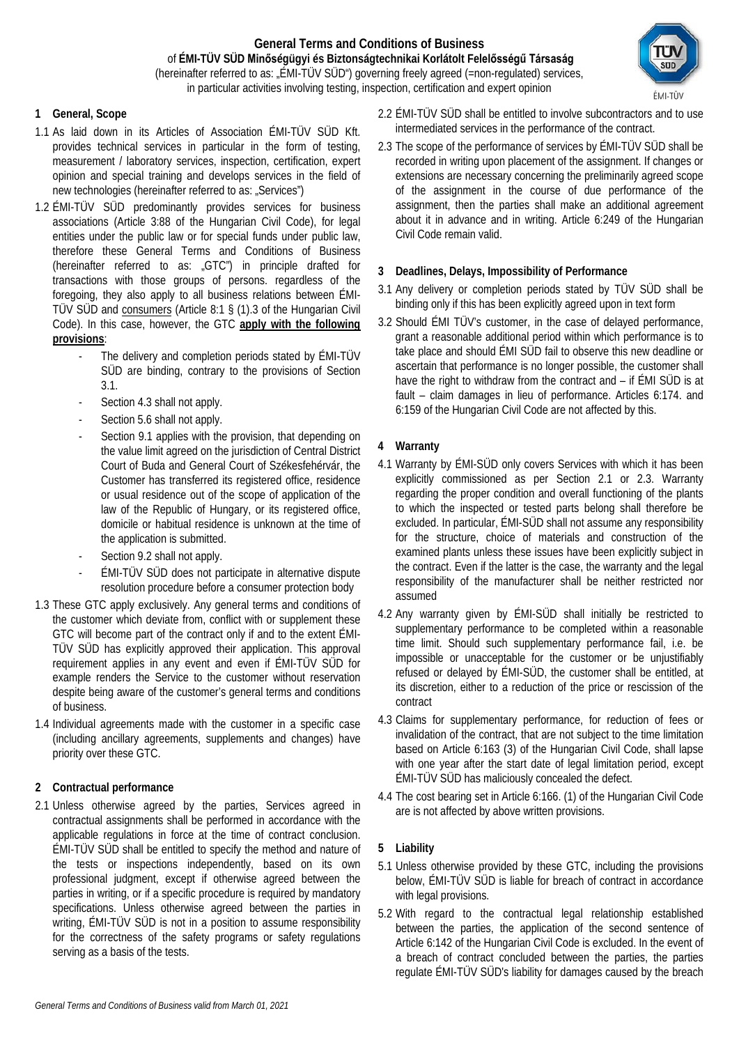# General Terms and Conditions of Business

of **ÉMI-TÜV SÜD Minőségügyi és Biztonságtechnikai Korlátolt Felelősségű Társaság**
(hereinafter referred to as: „ÉMI-TÜV SÜD") governing freely agreed (=non-regulated) services, in particular activities involving testing, inspection, certification and expert opinion

## 1 General, Scope

1.1 As laid down in its Articles of Association ÉMI-TÜV SÜD Kft. provides technical services in particular in the form of testing, measurement / laboratory services, inspection, certification, expert opinion and special training and develops services in the field of new technologies (hereinafter referred to as: „Services")

1.2 ÉMI-TÜV SÜD predominantly provides services for business associations (Article 3:88 of the Hungarian Civil Code), for legal entities under the public law or for special funds under public law, therefore these General Terms and Conditions of Business (hereinafter referred to as: „GTC") in principle drafted for transactions with those groups of persons. regardless of the foregoing, they also apply to all business relations between ÉMI-TÜV SÜD and consumers (Article 8:1 § (1).3 of the Hungarian Civil Code). In this case, however, the GTC **apply with the following provisions**:

- The delivery and completion periods stated by ÉMI-TÜV SÜD are binding, contrary to the provisions of Section 3.1.
- Section 4.3 shall not apply.
- Section 5.6 shall not apply.
- Section 9.1 applies with the provision, that depending on the value limit agreed on the jurisdiction of Central District Court of Buda and General Court of Székesfehérvár, the Customer has transferred its registered office, residence or usual residence out of the scope of application of the law of the Republic of Hungary, or its registered office, domicile or habitual residence is unknown at the time of the application is submitted.
- Section 9.2 shall not apply.
- ÉMI-TÜV SÜD does not participate in alternative dispute resolution procedure before a consumer protection body

1.3 These GTC apply exclusively. Any general terms and conditions of the customer which deviate from, conflict with or supplement these GTC will become part of the contract only if and to the extent ÉMI-TÜV SÜD has explicitly approved their application. This approval requirement applies in any event and even if ÉMI-TÜV SÜD for example renders the Service to the customer without reservation despite being aware of the customer's general terms and conditions of business.

1.4 Individual agreements made with the customer in a specific case (including ancillary agreements, supplements and changes) have priority over these GTC.

## 2 Contractual performance

2.1 Unless otherwise agreed by the parties, Services agreed in contractual assignments shall be performed in accordance with the applicable regulations in force at the time of contract conclusion. ÉMI-TÜV SÜD shall be entitled to specify the method and nature of the tests or inspections independently, based on its own professional judgment, except if otherwise agreed between the parties in writing, or if a specific procedure is required by mandatory specifications. Unless otherwise agreed between the parties in writing, ÉMI-TÜV SÜD is not in a position to assume responsibility for the correctness of the safety programs or safety regulations serving as a basis of the tests.

2.2 ÉMI-TÜV SÜD shall be entitled to involve subcontractors and to use intermediated services in the performance of the contract.

2.3 The scope of the performance of services by ÉMI-TÜV SÜD shall be recorded in writing upon placement of the assignment. If changes or extensions are necessary concerning the preliminarily agreed scope of the assignment in the course of due performance of the assignment, then the parties shall make an additional agreement about it in advance and in writing. Article 6:249 of the Hungarian Civil Code remain valid.

## 3 Deadlines, Delays, Impossibility of Performance

3.1 Any delivery or completion periods stated by TÜV SÜD shall be binding only if this has been explicitly agreed upon in text form

3.2 Should ÉMI TÜV's customer, in the case of delayed performance, grant a reasonable additional period within which performance is to take place and should ÉMI SÜD fail to observe this new deadline or ascertain that performance is no longer possible, the customer shall have the right to withdraw from the contract and – if ÉMI SÜD is at fault – claim damages in lieu of performance. Articles 6:174. and 6:159 of the Hungarian Civil Code are not affected by this.

## 4 Warranty

4.1 Warranty by ÉMI-SÜD only covers Services with which it has been explicitly commissioned as per Section 2.1 or 2.3. Warranty regarding the proper condition and overall functioning of the plants to which the inspected or tested parts belong shall therefore be excluded. In particular, ÉMI-SÜD shall not assume any responsibility for the structure, choice of materials and construction of the examined plants unless these issues have been explicitly subject in the contract. Even if the latter is the case, the warranty and the legal responsibility of the manufacturer shall be neither restricted nor assumed

4.2 Any warranty given by ÉMI-SÜD shall initially be restricted to supplementary performance to be completed within a reasonable time limit. Should such supplementary performance fail, i.e. be impossible or unacceptable for the customer or be unjustifiably refused or delayed by ÉMI-SÜD, the customer shall be entitled, at its discretion, either to a reduction of the price or rescission of the contract

4.3 Claims for supplementary performance, for reduction of fees or invalidation of the contract, that are not subject to the time limitation based on Article 6:163 (3) of the Hungarian Civil Code, shall lapse with one year after the start date of legal limitation period, except ÉMI-TÜV SÜD has maliciously concealed the defect.

4.4 The cost bearing set in Article 6:166. (1) of the Hungarian Civil Code are is not affected by above written provisions.

## 5 Liability

5.1 Unless otherwise provided by these GTC, including the provisions below, ÉMI-TÜV SÜD is liable for breach of contract in accordance with legal provisions.

5.2 With regard to the contractual legal relationship established between the parties, the application of the second sentence of Article 6:142 of the Hungarian Civil Code is excluded. In the event of a breach of contract concluded between the parties, the parties regulate ÉMI-TÜV SÜD's liability for damages caused by the breach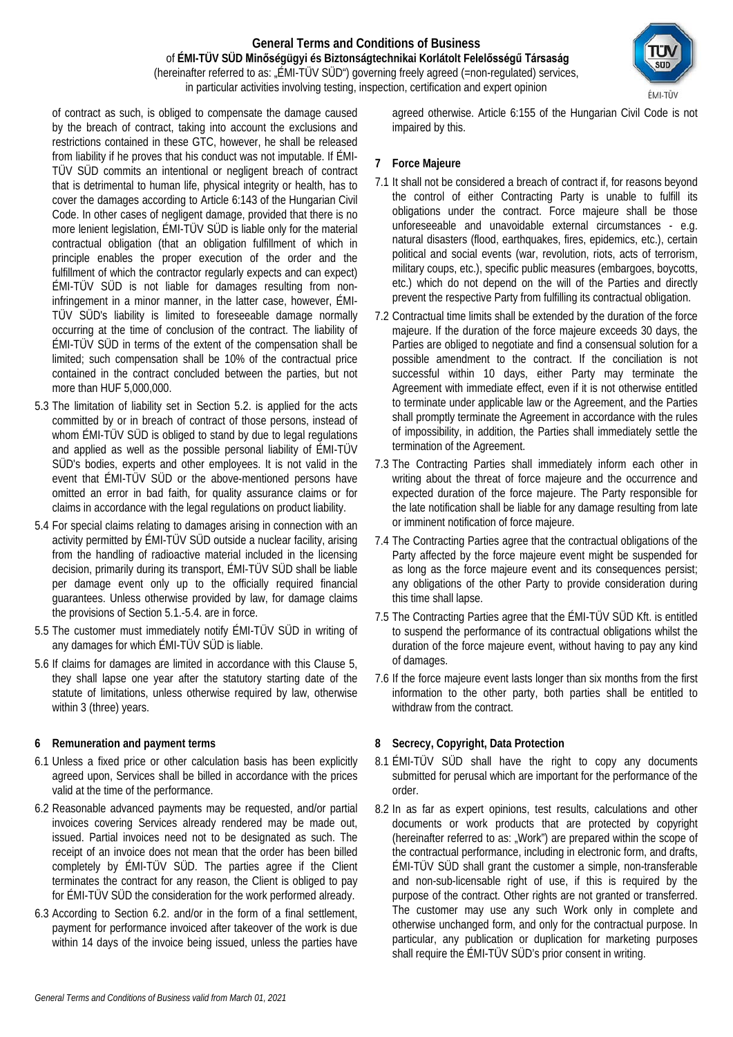of contract as such, is obliged to compensate the damage caused by the breach of contract, taking into account the exclusions and restrictions contained in these GTC, however, he shall be released from liability if he proves that his conduct was not imputable. If ÉMI-TÜV SÜD commits an intentional or negligent breach of contract that is detrimental to human life, physical integrity or health, has to cover the damages according to Article 6:143 of the Hungarian Civil Code. In other cases of negligent damage, provided that there is no more lenient legislation, ÉMI-TÜV SÜD is liable only for the material contractual obligation (that an obligation fulfillment of which in principle enables the proper execution of the order and the fulfillment of which the contractor regularly expects and can expect) ÉMI-TÜV SÜD is not liable for damages resulting from non-infringement in a minor manner, in the latter case, however, ÉMI-TÜV SÜD's liability is limited to foreseeable damage normally occurring at the time of conclusion of the contract. The liability of ÉMI-TÜV SÜD in terms of the extent of the compensation shall be limited; such compensation shall be 10% of the contractual price contained in the contract concluded between the parties, but not more than HUF 5,000,000.

5.3 The limitation of liability set in Section 5.2. is applied for the acts committed by or in breach of contract of those persons, instead of whom ÉMI-TÜV SÜD is obliged to stand by due to legal regulations and applied as well as the possible personal liability of ÉMI-TÜV SÜD's bodies, experts and other employees. It is not valid in the event that ÉMI-TÜV SÜD or the above-mentioned persons have omitted an error in bad faith, for quality assurance claims or for claims in accordance with the legal regulations on product liability.

5.4 For special claims relating to damages arising in connection with an activity permitted by ÉMI-TÜV SÜD outside a nuclear facility, arising from the handling of radioactive material included in the licensing decision, primarily during its transport, ÉMI-TÜV SÜD shall be liable per damage event only up to the officially required financial guarantees. Unless otherwise provided by law, for damage claims the provisions of Section 5.1.-5.4. are in force.

5.5 The customer must immediately notify ÉMI-TÜV SÜD in writing of any damages for which ÉMI-TÜV SÜD is liable.

5.6 If claims for damages are limited in accordance with this Clause 5, they shall lapse one year after the statutory starting date of the statute of limitations, unless otherwise required by law, otherwise within 3 (three) years.

## 6 Remuneration and payment terms

6.1 Unless a fixed price or other calculation basis has been explicitly agreed upon, Services shall be billed in accordance with the prices valid at the time of the performance.

6.2 Reasonable advanced payments may be requested, and/or partial invoices covering Services already rendered may be made out, issued. Partial invoices need not to be designated as such. The receipt of an invoice does not mean that the order has been billed completely by ÉMI-TÜV SÜD. The parties agree if the Client terminates the contract for any reason, the Client is obliged to pay for ÉMI-TÜV SÜD the consideration for the work performed already.

6.3 According to Section 6.2. and/or in the form of a final settlement, payment for performance invoiced after takeover of the work is due within 14 days of the invoice being issued, unless the parties have agreed otherwise. Article 6:155 of the Hungarian Civil Code is not impaired by this.

## 7 Force Majeure

7.1 It shall not be considered a breach of contract if, for reasons beyond the control of either Contracting Party is unable to fulfill its obligations under the contract. Force majeure shall be those unforeseeable and unavoidable external circumstances - e.g. natural disasters (flood, earthquakes, fires, epidemics, etc.), certain political and social events (war, revolution, riots, acts of terrorism, military coups, etc.), specific public measures (embargoes, boycotts, etc.) which do not depend on the will of the Parties and directly prevent the respective Party from fulfilling its contractual obligation.

7.2 Contractual time limits shall be extended by the duration of the force majeure. If the duration of the force majeure exceeds 30 days, the Parties are obliged to negotiate and find a consensual solution for a possible amendment to the contract. If the conciliation is not successful within 10 days, either Party may terminate the Agreement with immediate effect, even if it is not otherwise entitled to terminate under applicable law or the Agreement, and the Parties shall promptly terminate the Agreement in accordance with the rules of impossibility, in addition, the Parties shall immediately settle the termination of the Agreement.

7.3 The Contracting Parties shall immediately inform each other in writing about the threat of force majeure and the occurrence and expected duration of the force majeure. The Party responsible for the late notification shall be liable for any damage resulting from late or imminent notification of force majeure.

7.4 The Contracting Parties agree that the contractual obligations of the Party affected by the force majeure event might be suspended for as long as the force majeure event and its consequences persist; any obligations of the other Party to provide consideration during this time shall lapse.

7.5 The Contracting Parties agree that the ÉMI-TÜV SÜD Kft. is entitled to suspend the performance of its contractual obligations whilst the duration of the force majeure event, without having to pay any kind of damages.

7.6 If the force majeure event lasts longer than six months from the first information to the other party, both parties shall be entitled to withdraw from the contract.

## 8 Secrecy, Copyright, Data Protection

8.1 ÉMI-TÜV SÜD shall have the right to copy any documents submitted for perusal which are important for the performance of the order.

8.2 In as far as expert opinions, test results, calculations and other documents or work products that are protected by copyright (hereinafter referred to as: „Work") are prepared within the scope of the contractual performance, including in electronic form, and drafts, ÉMI-TÜV SÜD shall grant the customer a simple, non-transferable and non-sub-licensable right of use, if this is required by the purpose of the contract. Other rights are not granted or transferred. The customer may use any such Work only in complete and otherwise unchanged form, and only for the contractual purpose. In particular, any publication or duplication for marketing purposes shall require the ÉMI-TÜV SÜD's prior consent in writing.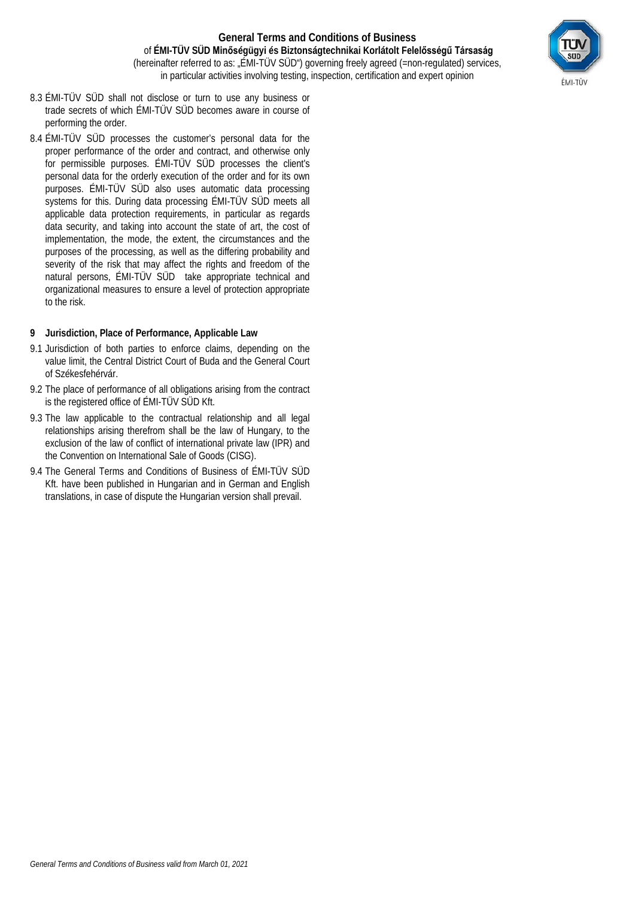8.3 ÉMI-TÜV SÜD shall not disclose or turn to use any business or trade secrets of which ÉMI-TÜV SÜD becomes aware in course of performing the order.

8.4 ÉMI-TÜV SÜD processes the customer's personal data for the proper performance of the order and contract, and otherwise only for permissible purposes. ÉMI-TÜV SÜD processes the client's personal data for the orderly execution of the order and for its own purposes. ÉMI-TÜV SÜD also uses automatic data processing systems for this. During data processing ÉMI-TÜV SÜD meets all applicable data protection requirements, in particular as regards data security, and taking into account the state of art, the cost of implementation, the mode, the extent, the circumstances and the purposes of the processing, as well as the differing probability and severity of the risk that may affect the rights and freedom of the natural persons, ÉMI-TÜV SÜD take appropriate technical and organizational measures to ensure a level of protection appropriate to the risk.

## 9 Jurisdiction, Place of Performance, Applicable Law

9.1 Jurisdiction of both parties to enforce claims, depending on the value limit, the Central District Court of Buda and the General Court of Székesfehérvár.

9.2 The place of performance of all obligations arising from the contract is the registered office of ÉMI-TÜV SÜD Kft.

9.3 The law applicable to the contractual relationship and all legal relationships arising therefrom shall be the law of Hungary, to the exclusion of the law of conflict of international private law (IPR) and the Convention on International Sale of Goods (CISG).

9.4 The General Terms and Conditions of Business of ÉMI-TÜV SÜD Kft. have been published in Hungarian and in German and English translations, in case of dispute the Hungarian version shall prevail.